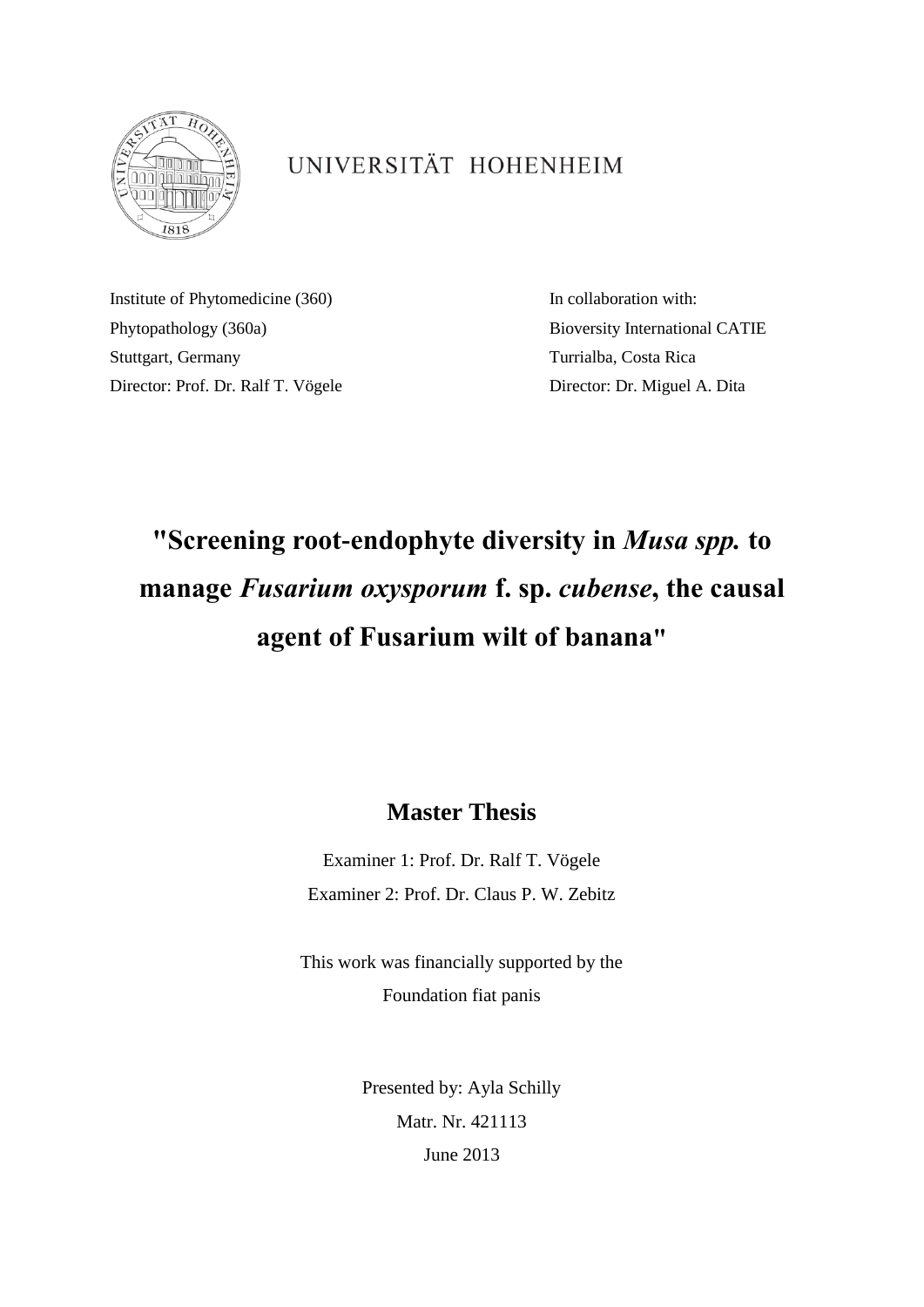UNIVERSITÄT HOHENHEIM

Institute of Phytomedicine (360)
Phytopathology (360a)
Stuttgart, Germany
Director: Prof. Dr. Ralf T. Vögele

In collaboration with:
Bioversity International CATIE
Turrialba, Costa Rica
Director: Dr. Miguel A. Dita

# "Screening root-endophyte diversity in *Musa spp.* to manage *Fusarium oxysporum* f. sp. *cubense*, the causal agent of Fusarium wilt of banana"

## Master Thesis

Examiner 1: Prof. Dr. Ralf T. Vögele
Examiner 2: Prof. Dr. Claus P. W. Zebitz

This work was financially supported by the
Foundation fiat panis

Presented by: Ayla Schilly
Matr. Nr. 421113
June 2013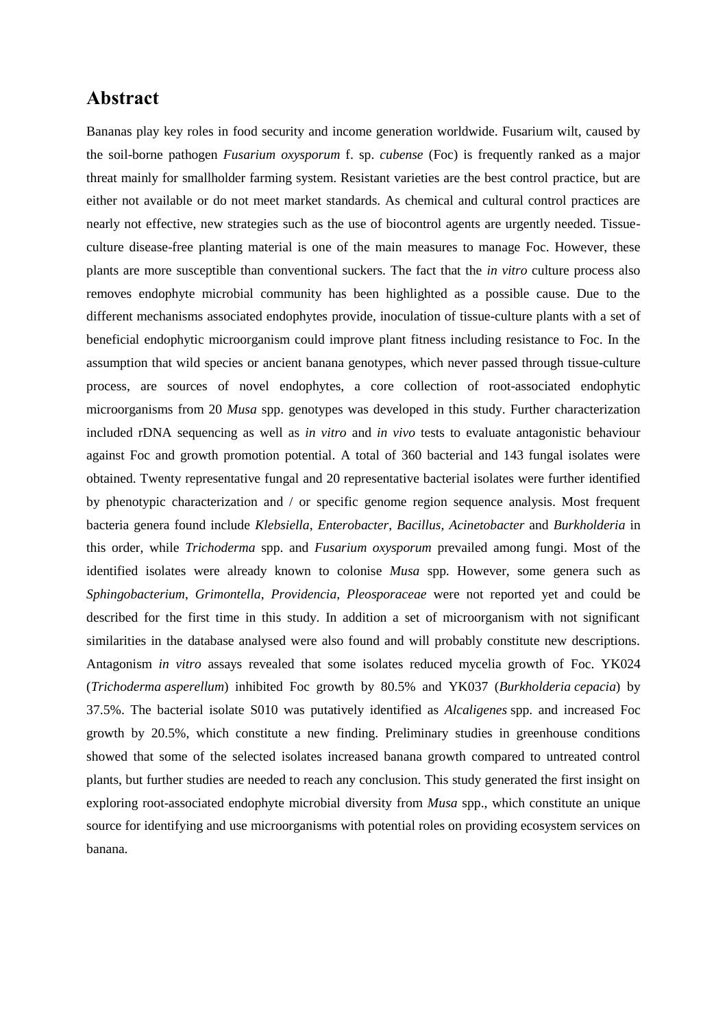## Abstract

Bananas play key roles in food security and income generation worldwide. Fusarium wilt, caused by the soil-borne pathogen *Fusarium oxysporum* f. sp. *cubense* (Foc) is frequently ranked as a major threat mainly for smallholder farming system. Resistant varieties are the best control practice, but are either not available or do not meet market standards. As chemical and cultural control practices are nearly not effective, new strategies such as the use of biocontrol agents are urgently needed. Tissue-culture disease-free planting material is one of the main measures to manage Foc. However, these plants are more susceptible than conventional suckers. The fact that the *in vitro* culture process also removes endophyte microbial community has been highlighted as a possible cause. Due to the different mechanisms associated endophytes provide, inoculation of tissue-culture plants with a set of beneficial endophytic microorganism could improve plant fitness including resistance to Foc. In the assumption that wild species or ancient banana genotypes, which never passed through tissue-culture process, are sources of novel endophytes, a core collection of root-associated endophytic microorganisms from 20 *Musa* spp. genotypes was developed in this study. Further characterization included rDNA sequencing as well as *in vitro* and *in vivo* tests to evaluate antagonistic behaviour against Foc and growth promotion potential. A total of 360 bacterial and 143 fungal isolates were obtained. Twenty representative fungal and 20 representative bacterial isolates were further identified by phenotypic characterization and / or specific genome region sequence analysis. Most frequent bacteria genera found include *Klebsiella*, *Enterobacter*, *Bacillus*, *Acinetobacter* and *Burkholderia* in this order, while *Trichoderma* spp. and *Fusarium oxysporum* prevailed among fungi. Most of the identified isolates were already known to colonise *Musa* spp. However, some genera such as *Sphingobacterium*, *Grimontella*, *Providencia*, *Pleosporaceae* were not reported yet and could be described for the first time in this study. In addition a set of microorganism with not significant similarities in the database analysed were also found and will probably constitute new descriptions. Antagonism *in vitro* assays revealed that some isolates reduced mycelia growth of Foc. YK024 (*Trichoderma asperellum*) inhibited Foc growth by 80.5% and YK037 (*Burkholderia cepacia*) by 37.5%. The bacterial isolate S010 was putatively identified as *Alcaligenes* spp. and increased Foc growth by 20.5%, which constitute a new finding. Preliminary studies in greenhouse conditions showed that some of the selected isolates increased banana growth compared to untreated control plants, but further studies are needed to reach any conclusion. This study generated the first insight on exploring root-associated endophyte microbial diversity from *Musa* spp., which constitute an unique source for identifying and use microorganisms with potential roles on providing ecosystem services on banana.